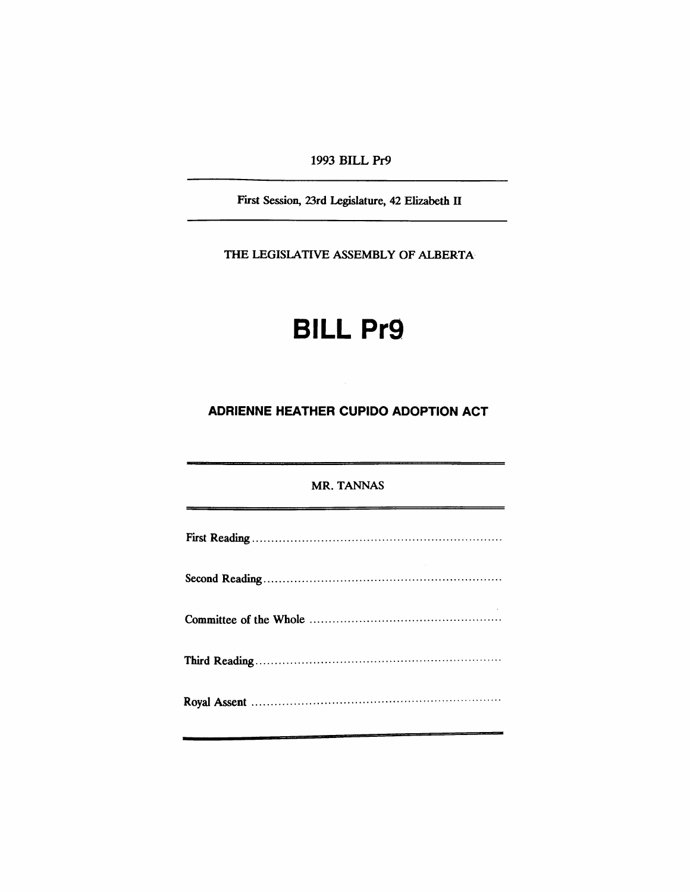1993 BILL Pr9

First Session, 23rd Legislature, 42 Elizabeth II

THE LEGISLATIVE ASSEMBLY OF ALBERTA

# BILL Pr9

## ADRIENNE HEATHER CUPIDO ADOPTION ACT

MR. TANNAS

First Reading ..................................................................

Second Reading ..............................................................

Committee of the Whole ..................................................

Third Reading ................................................................

Royal Assent .................................................................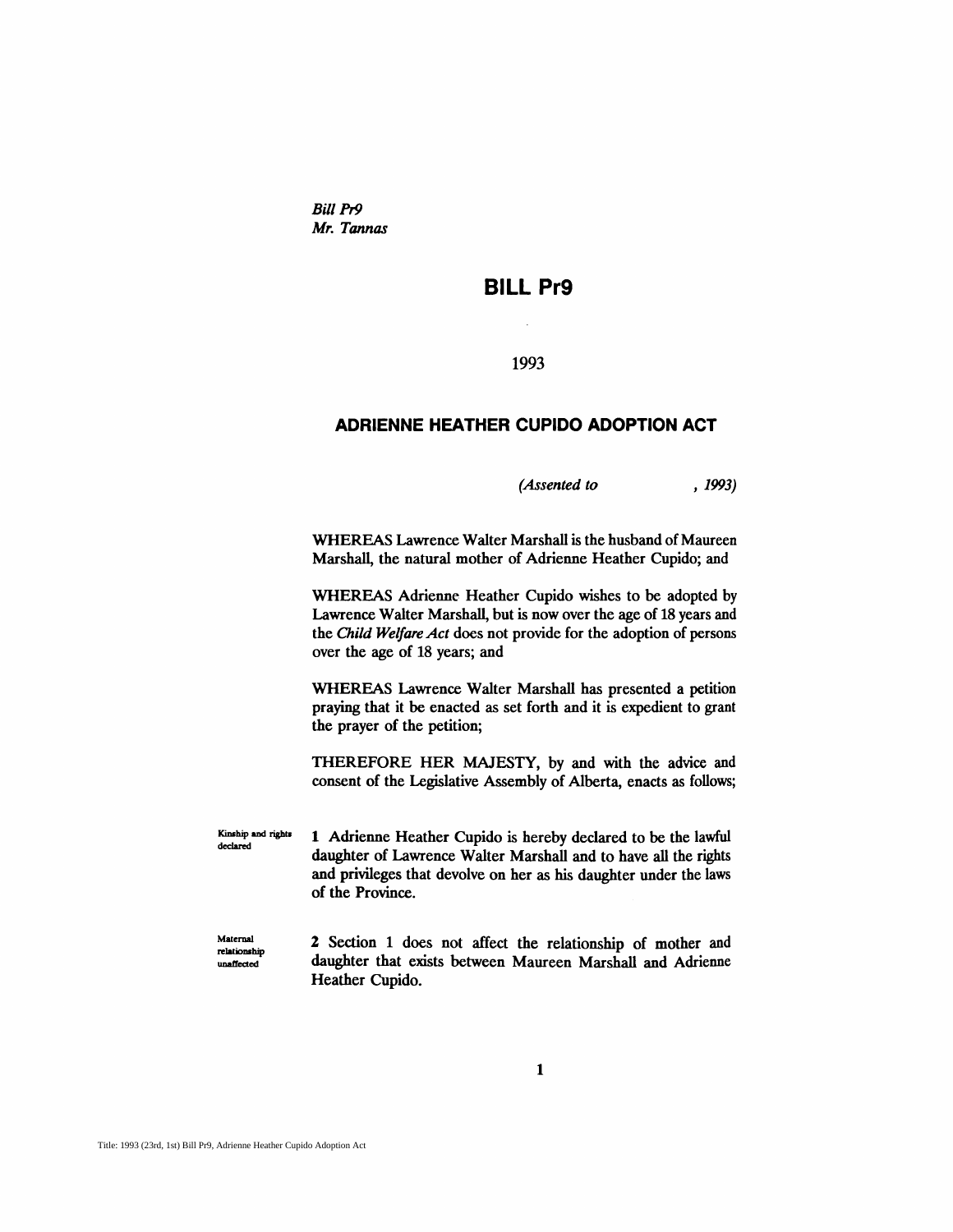*Bill Pr9*
*Mr. Tannas*

# BILL Pr9

1993

## ADRIENNE HEATHER CUPIDO ADOPTION ACT

*(Assented to , 1993)*

WHEREAS Lawrence Walter Marshall is the husband of Maureen Marshall, the natural mother of Adrienne Heather Cupido; and

WHEREAS Adrienne Heather Cupido wishes to be adopted by Lawrence Walter Marshall, but is now over the age of 18 years and the *Child Welfare Act* does not provide for the adoption of persons over the age of 18 years; and

WHEREAS Lawrence Walter Marshall has presented a petition praying that it be enacted as set forth and it is expedient to grant the prayer of the petition;

THEREFORE HER MAJESTY, by and with the advice and consent of the Legislative Assembly of Alberta, enacts as follows;

Kinship and rights declared

**1** Adrienne Heather Cupido is hereby declared to be the lawful daughter of Lawrence Walter Marshall and to have all the rights and privileges that devolve on her as his daughter under the laws of the Province.

Maternal relationship unaffected

**2** Section 1 does not affect the relationship of mother and daughter that exists between Maureen Marshall and Adrienne Heather Cupido.